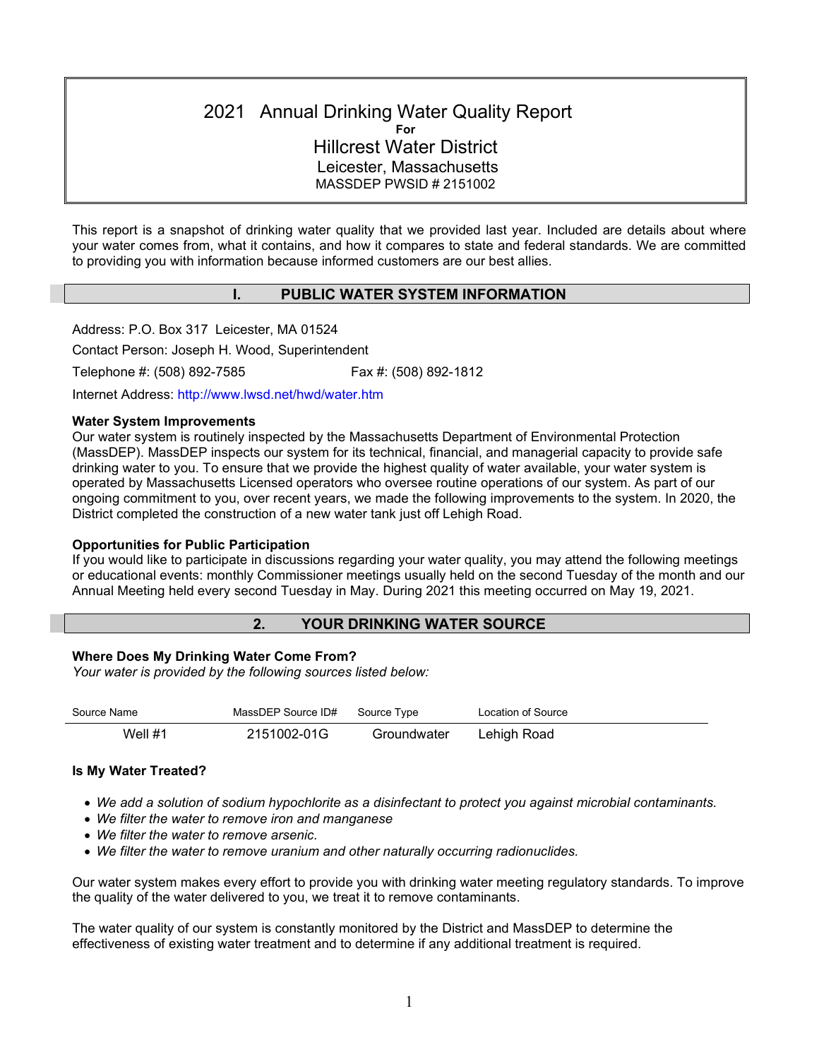# 2021 Annual Drinking Water Quality Report

**For**

# Hillcrest Water District

## Leicester, Massachusetts

MASSDEP PWSID # 2151002

This report is a snapshot of drinking water quality that we provided last year. Included are details about where your water comes from, what it contains, and how it compares to state and federal standards. We are committed to providing you with information because informed customers are our best allies.

## I. PUBLIC WATER SYSTEM INFORMATION

Address: P.O. Box 317 Leicester, MA 01524

Contact Person: Joseph H. Wood, Superintendent

Telephone #: (508) 892-7585 Fax #: (508) 892-1812

Internet Address: http://www.lwsd.net/hwd/water.htm

**Water System Improvements**

Our water system is routinely inspected by the Massachusetts Department of Environmental Protection (MassDEP). MassDEP inspects our system for its technical, financial, and managerial capacity to provide safe drinking water to you. To ensure that we provide the highest quality of water available, your water system is operated by Massachusetts Licensed operators who oversee routine operations of our system. As part of our ongoing commitment to you, over recent years, we made the following improvements to the system. In 2020, the District completed the construction of a new water tank just off Lehigh Road.

**Opportunities for Public Participation**

If you would like to participate in discussions regarding your water quality, you may attend the following meetings or educational events: monthly Commissioner meetings usually held on the second Tuesday of the month and our Annual Meeting held every second Tuesday in May. During 2021 this meeting occurred on May 19, 2021.

## 2. YOUR DRINKING WATER SOURCE

**Where Does My Drinking Water Come From?**

*Your water is provided by the following sources listed below:*

| Source Name | MassDEP Source ID# | Source Type | Location of Source |
|---|---|---|---|
| Well #1 | 2151002-01G | Groundwater | Lehigh Road |

**Is My Water Treated?**

- *We add a solution of sodium hypochlorite as a disinfectant to protect you against microbial contaminants.*
- *We filter the water to remove iron and manganese*
- *We filter the water to remove arsenic.*
- *We filter the water to remove uranium and other naturally occurring radionuclides.*

Our water system makes every effort to provide you with drinking water meeting regulatory standards. To improve the quality of the water delivered to you, we treat it to remove contaminants.

The water quality of our system is constantly monitored by the District and MassDEP to determine the effectiveness of existing water treatment and to determine if any additional treatment is required.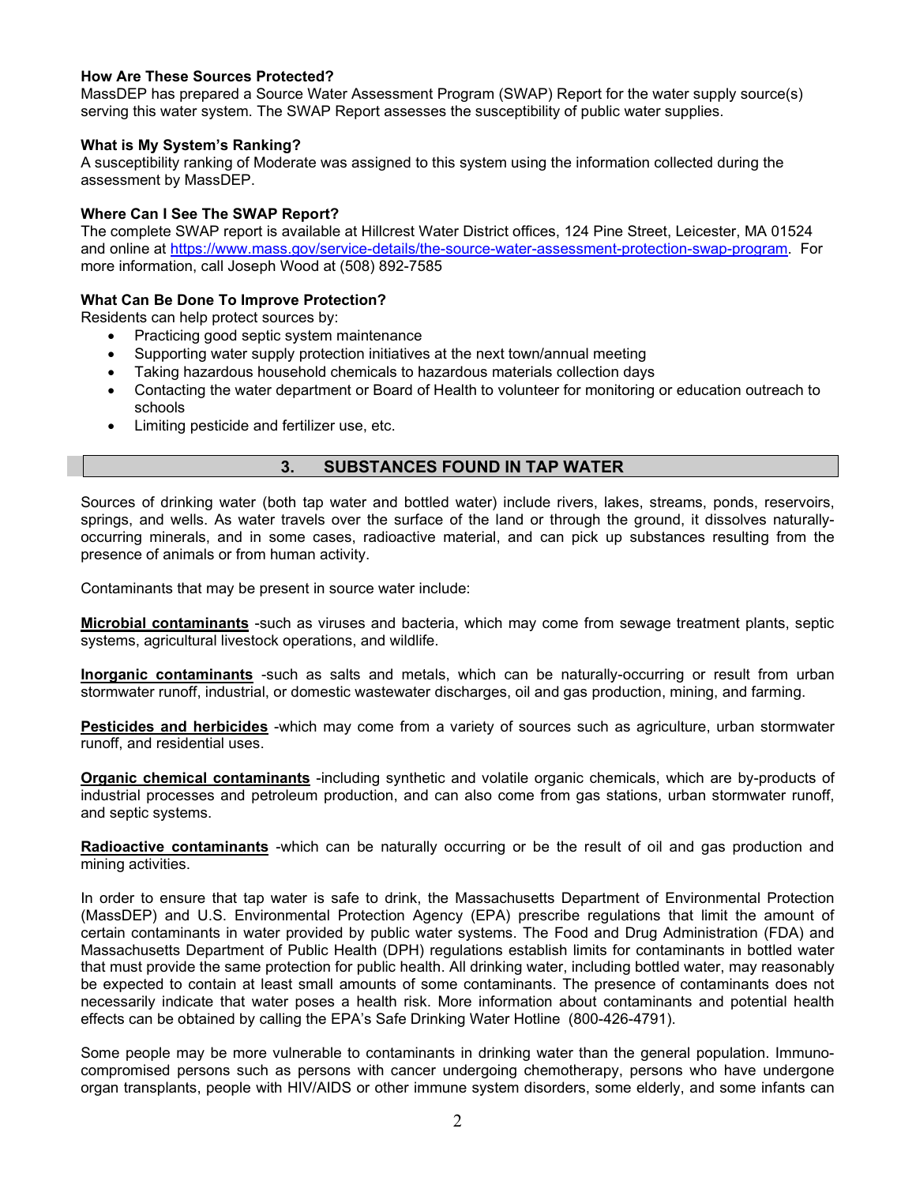### How Are These Sources Protected?

MassDEP has prepared a Source Water Assessment Program (SWAP) Report for the water supply source(s) serving this water system. The SWAP Report assesses the susceptibility of public water supplies.

### What is My System's Ranking?

A susceptibility ranking of Moderate was assigned to this system using the information collected during the assessment by MassDEP.

### Where Can I See The SWAP Report?

The complete SWAP report is available at Hillcrest Water District offices, 124 Pine Street, Leicester, MA 01524 and online at https://www.mass.gov/service-details/the-source-water-assessment-protection-swap-program. For more information, call Joseph Wood at (508) 892-7585

### What Can Be Done To Improve Protection?

Residents can help protect sources by:

- Practicing good septic system maintenance
- Supporting water supply protection initiatives at the next town/annual meeting
- Taking hazardous household chemicals to hazardous materials collection days
- Contacting the water department or Board of Health to volunteer for monitoring or education outreach to schools
- Limiting pesticide and fertilizer use, etc.

## 3. SUBSTANCES FOUND IN TAP WATER

Sources of drinking water (both tap water and bottled water) include rivers, lakes, streams, ponds, reservoirs, springs, and wells. As water travels over the surface of the land or through the ground, it dissolves naturally-occurring minerals, and in some cases, radioactive material, and can pick up substances resulting from the presence of animals or from human activity.

Contaminants that may be present in source water include:

**Microbial contaminants** -such as viruses and bacteria, which may come from sewage treatment plants, septic systems, agricultural livestock operations, and wildlife.

**Inorganic contaminants** -such as salts and metals, which can be naturally-occurring or result from urban stormwater runoff, industrial, or domestic wastewater discharges, oil and gas production, mining, and farming.

**Pesticides and herbicides** -which may come from a variety of sources such as agriculture, urban stormwater runoff, and residential uses.

**Organic chemical contaminants** -including synthetic and volatile organic chemicals, which are by-products of industrial processes and petroleum production, and can also come from gas stations, urban stormwater runoff, and septic systems.

**Radioactive contaminants** -which can be naturally occurring or be the result of oil and gas production and mining activities.

In order to ensure that tap water is safe to drink, the Massachusetts Department of Environmental Protection (MassDEP) and U.S. Environmental Protection Agency (EPA) prescribe regulations that limit the amount of certain contaminants in water provided by public water systems. The Food and Drug Administration (FDA) and Massachusetts Department of Public Health (DPH) regulations establish limits for contaminants in bottled water that must provide the same protection for public health. All drinking water, including bottled water, may reasonably be expected to contain at least small amounts of some contaminants. The presence of contaminants does not necessarily indicate that water poses a health risk. More information about contaminants and potential health effects can be obtained by calling the EPA's Safe Drinking Water Hotline (800-426-4791).

Some people may be more vulnerable to contaminants in drinking water than the general population. Immuno-compromised persons such as persons with cancer undergoing chemotherapy, persons who have undergone organ transplants, people with HIV/AIDS or other immune system disorders, some elderly, and some infants can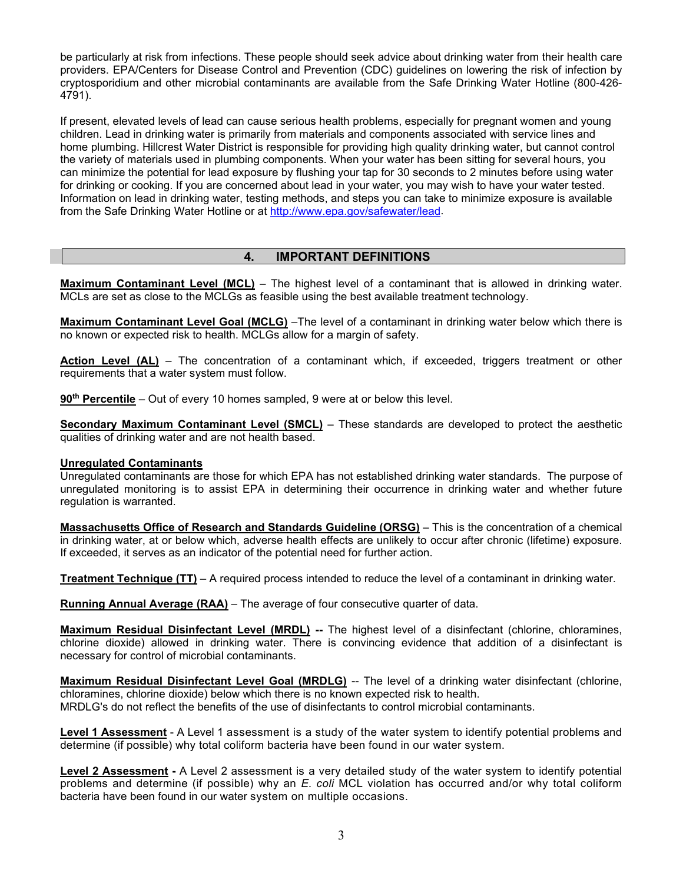be particularly at risk from infections. These people should seek advice about drinking water from their health care providers. EPA/Centers for Disease Control and Prevention (CDC) guidelines on lowering the risk of infection by cryptosporidium and other microbial contaminants are available from the Safe Drinking Water Hotline (800-426-4791).

If present, elevated levels of lead can cause serious health problems, especially for pregnant women and young children. Lead in drinking water is primarily from materials and components associated with service lines and home plumbing. Hillcrest Water District is responsible for providing high quality drinking water, but cannot control the variety of materials used in plumbing components. When your water has been sitting for several hours, you can minimize the potential for lead exposure by flushing your tap for 30 seconds to 2 minutes before using water for drinking or cooking. If you are concerned about lead in your water, you may wish to have your water tested. Information on lead in drinking water, testing methods, and steps you can take to minimize exposure is available from the Safe Drinking Water Hotline or at http://www.epa.gov/safewater/lead.

## 4. IMPORTANT DEFINITIONS

**Maximum Contaminant Level (MCL)** – The highest level of a contaminant that is allowed in drinking water. MCLs are set as close to the MCLGs as feasible using the best available treatment technology.

**Maximum Contaminant Level Goal (MCLG)** –The level of a contaminant in drinking water below which there is no known or expected risk to health. MCLGs allow for a margin of safety.

**Action Level (AL)** – The concentration of a contaminant which, if exceeded, triggers treatment or other requirements that a water system must follow.

**90th Percentile** – Out of every 10 homes sampled, 9 were at or below this level.

**Secondary Maximum Contaminant Level (SMCL)** – These standards are developed to protect the aesthetic qualities of drinking water and are not health based.

**Unregulated Contaminants**
Unregulated contaminants are those for which EPA has not established drinking water standards. The purpose of unregulated monitoring is to assist EPA in determining their occurrence in drinking water and whether future regulation is warranted.

**Massachusetts Office of Research and Standards Guideline (ORSG)** – This is the concentration of a chemical in drinking water, at or below which, adverse health effects are unlikely to occur after chronic (lifetime) exposure. If exceeded, it serves as an indicator of the potential need for further action.

**Treatment Technique (TT)** – A required process intended to reduce the level of a contaminant in drinking water.

**Running Annual Average (RAA)** – The average of four consecutive quarter of data.

**Maximum Residual Disinfectant Level (MRDL) --** The highest level of a disinfectant (chlorine, chloramines, chlorine dioxide) allowed in drinking water. There is convincing evidence that addition of a disinfectant is necessary for control of microbial contaminants.

**Maximum Residual Disinfectant Level Goal (MRDLG)** -- The level of a drinking water disinfectant (chlorine, chloramines, chlorine dioxide) below which there is no known expected risk to health.
MRDLG's do not reflect the benefits of the use of disinfectants to control microbial contaminants.

**Level 1 Assessment** - A Level 1 assessment is a study of the water system to identify potential problems and determine (if possible) why total coliform bacteria have been found in our water system.

**Level 2 Assessment -** A Level 2 assessment is a very detailed study of the water system to identify potential problems and determine (if possible) why an *E. coli* MCL violation has occurred and/or why total coliform bacteria have been found in our water system on multiple occasions.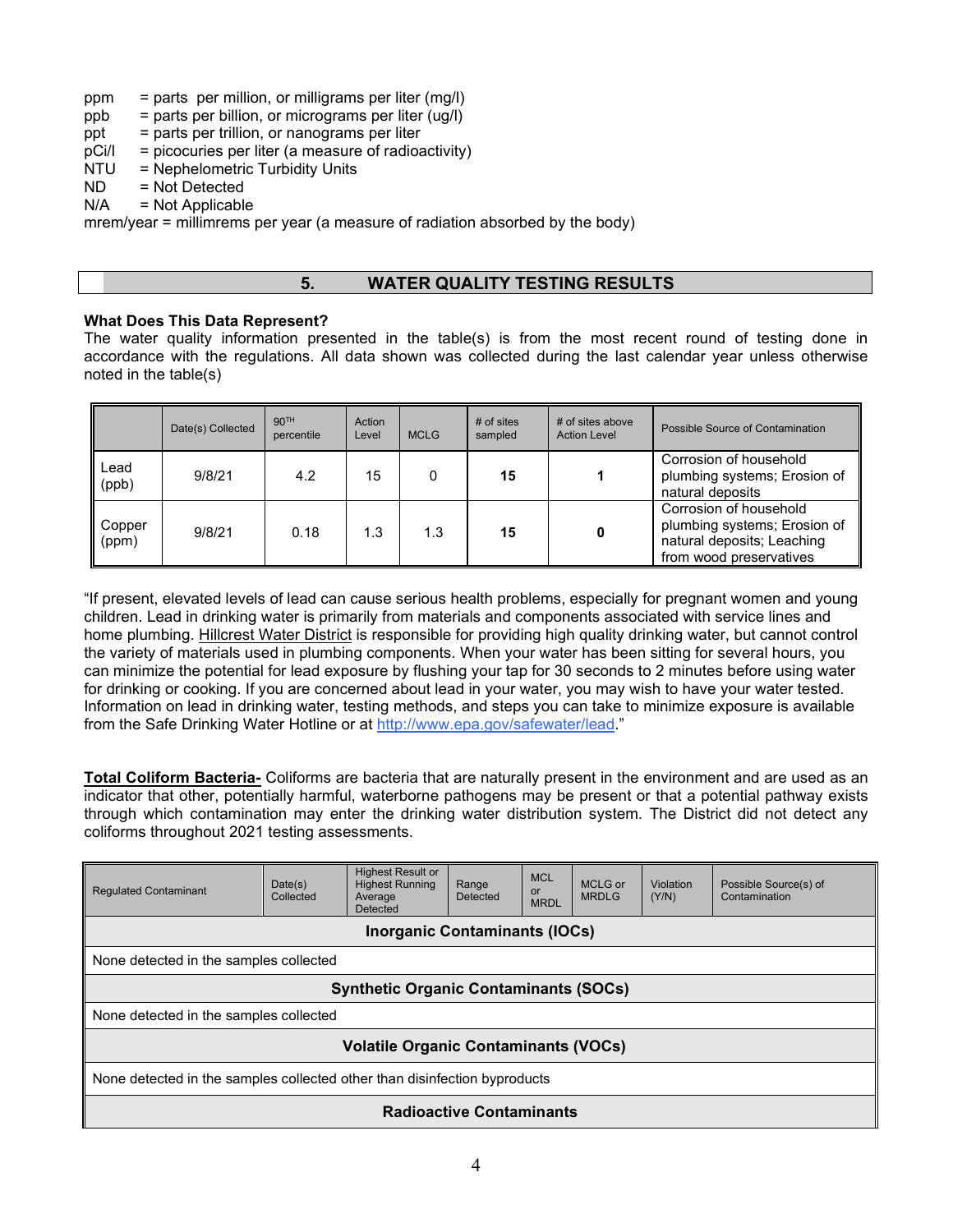ppm = parts per million, or milligrams per liter (mg/l)
ppb = parts per billion, or micrograms per liter (ug/l)
ppt = parts per trillion, or nanograms per liter
pCi/l = picocuries per liter (a measure of radioactivity)
NTU = Nephelometric Turbidity Units
ND = Not Detected
N/A = Not Applicable
mrem/year = millimrems per year (a measure of radiation absorbed by the body)

## 5. WATER QUALITY TESTING RESULTS

**What Does This Data Represent?**
The water quality information presented in the table(s) is from the most recent round of testing done in accordance with the regulations. All data shown was collected during the last calendar year unless otherwise noted in the table(s)

| | Date(s) Collected | 90TH percentile | Action Level | MCLG | # of sites sampled | # of sites above Action Level | Possible Source of Contamination |
|---|---|---|---|---|---|---|---|
| Lead (ppb) | 9/8/21 | 4.2 | 15 | 0 | **15** | **1** | Corrosion of household plumbing systems; Erosion of natural deposits |
| Copper (ppm) | 9/8/21 | 0.18 | 1.3 | 1.3 | **15** | **0** | Corrosion of household plumbing systems; Erosion of natural deposits; Leaching from wood preservatives |

"If present, elevated levels of lead can cause serious health problems, especially for pregnant women and young children. Lead in drinking water is primarily from materials and components associated with service lines and home plumbing. Hillcrest Water District is responsible for providing high quality drinking water, but cannot control the variety of materials used in plumbing components. When your water has been sitting for several hours, you can minimize the potential for lead exposure by flushing your tap for 30 seconds to 2 minutes before using water for drinking or cooking. If you are concerned about lead in your water, you may wish to have your water tested. Information on lead in drinking water, testing methods, and steps you can take to minimize exposure is available from the Safe Drinking Water Hotline or at http://www.epa.gov/safewater/lead."

**Total Coliform Bacteria-** Coliforms are bacteria that are naturally present in the environment and are used as an indicator that other, potentially harmful, waterborne pathogens may be present or that a potential pathway exists through which contamination may enter the drinking water distribution system. The District did not detect any coliforms throughout 2021 testing assessments.

| Regulated Contaminant | Date(s) Collected | Highest Result or Highest Running Average Detected | Range Detected | MCL or MRDL | MCLG or MRDLG | Violation (Y/N) | Possible Source(s) of Contamination |
|---|---|---|---|---|---|---|---|
| **Inorganic Contaminants (IOCs)** | | | | | | | |
| None detected in the samples collected | | | | | | | |
| **Synthetic Organic Contaminants (SOCs)** | | | | | | | |
| None detected in the samples collected | | | | | | | |
| **Volatile Organic Contaminants (VOCs)** | | | | | | | |
| None detected in the samples collected other than disinfection byproducts | | | | | | | |
| **Radioactive Contaminants** | | | | | | | |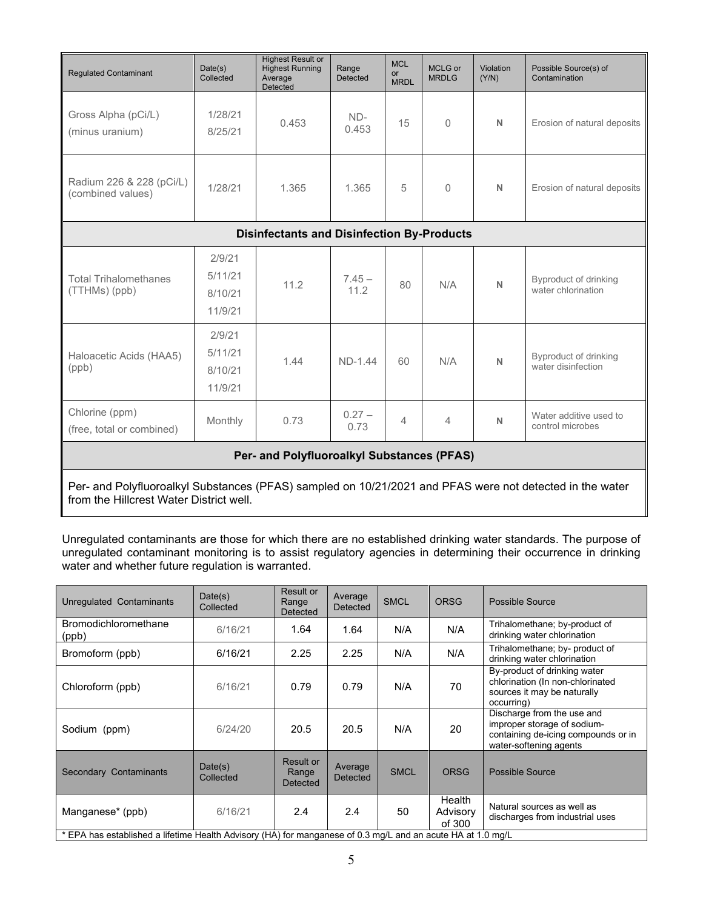| Regulated Contaminant | Date(s) Collected | Highest Result or Highest Running Average Detected | Range Detected | MCL or MRDL | MCLG or MRDLG | Violation (Y/N) | Possible Source(s) of Contamination |
|---|---|---|---|---|---|---|---|
| Gross Alpha (pCi/L) (minus uranium) | 1/28/21 8/25/21 | 0.453 | ND-0.453 | 15 | 0 | N | Erosion of natural deposits |
| Radium 226 & 228 (pCi/L) (combined values) | 1/28/21 | 1.365 | 1.365 | 5 | 0 | N | Erosion of natural deposits |
| **Disinfectants and Disinfection By-Products** | | | | | | | |
| Total Trihalomethanes (TTHMs) (ppb) | 2/9/21 5/11/21 8/10/21 11/9/21 | 11.2 | 7.45 – 11.2 | 80 | N/A | N | Byproduct of drinking water chlorination |
| Haloacetic Acids (HAA5) (ppb) | 2/9/21 5/11/21 8/10/21 11/9/21 | 1.44 | ND-1.44 | 60 | N/A | N | Byproduct of drinking water disinfection |
| Chlorine (ppm) (free, total or combined) | Monthly | 0.73 | 0.27 – 0.73 | 4 | 4 | N | Water additive used to control microbes |
| **Per- and Polyfluoroalkyl Substances (PFAS)** | | | | | | | |
| Per- and Polyfluoroalkyl Substances (PFAS) sampled on 10/21/2021 and PFAS were not detected in the water from the Hillcrest Water District well. | | | | | | | |

Unregulated contaminants are those for which there are no established drinking water standards. The purpose of unregulated contaminant monitoring is to assist regulatory agencies in determining their occurrence in drinking water and whether future regulation is warranted.

| Unregulated Contaminants | Date(s) Collected | Result or Range Detected | Average Detected | SMCL | ORSG | Possible Source |
|---|---|---|---|---|---|---|
| Bromodichloromethane (ppb) | 6/16/21 | 1.64 | 1.64 | N/A | N/A | Trihalomethane; by-product of drinking water chlorination |
| Bromoform (ppb) | 6/16/21 | 2.25 | 2.25 | N/A | N/A | Trihalomethane; by- product of drinking water chlorination |
| Chloroform (ppb) | 6/16/21 | 0.79 | 0.79 | N/A | 70 | By-product of drinking water chlorination (In non-chlorinated sources it may be naturally occurring) |
| Sodium (ppm) | 6/24/20 | 20.5 | 20.5 | N/A | 20 | Discharge from the use and improper storage of sodium-containing de-icing compounds or in water-softening agents |
| **Secondary Contaminants** | **Date(s) Collected** | **Result or Range Detected** | **Average Detected** | **SMCL** | **ORSG** | **Possible Source** |
| Manganese* (ppb) | 6/16/21 | 2.4 | 2.4 | 50 | Health Advisory of 300 | Natural sources as well as discharges from industrial uses |

* EPA has established a lifetime Health Advisory (HA) for manganese of 0.3 mg/L and an acute HA at 1.0 mg/L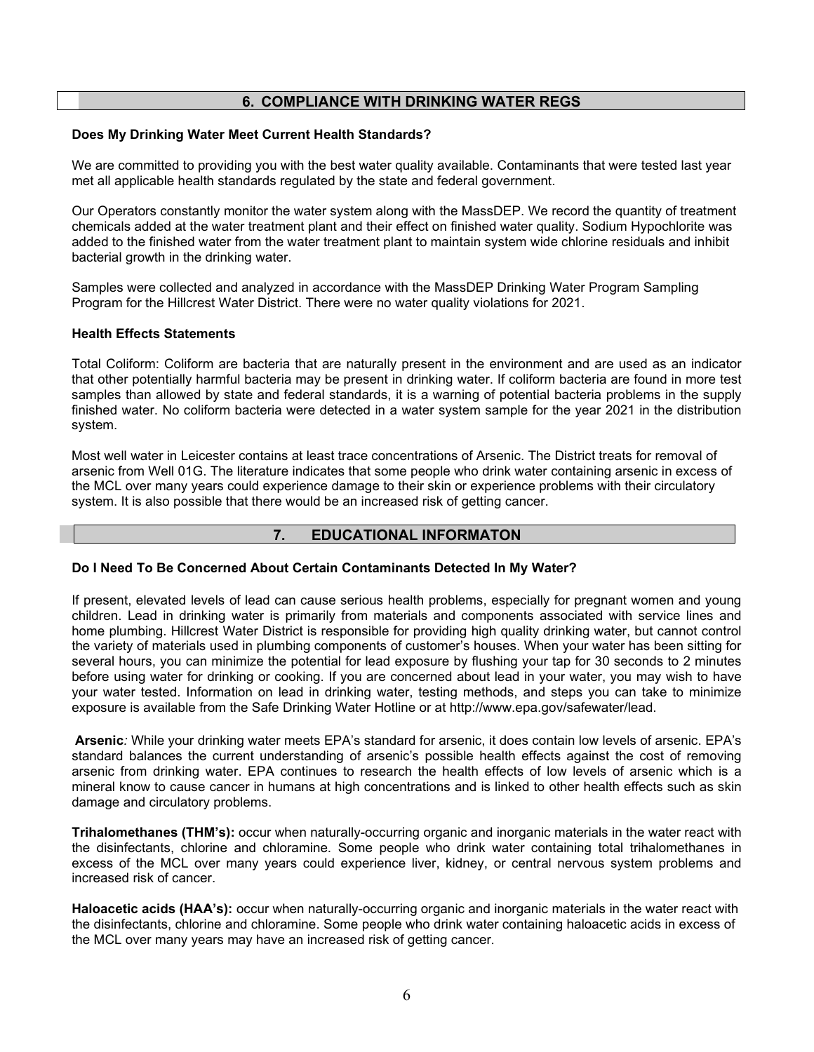## 6. COMPLIANCE WITH DRINKING WATER REGS

**Does My Drinking Water Meet Current Health Standards?**

We are committed to providing you with the best water quality available. Contaminants that were tested last year met all applicable health standards regulated by the state and federal government.

Our Operators constantly monitor the water system along with the MassDEP. We record the quantity of treatment chemicals added at the water treatment plant and their effect on finished water quality. Sodium Hypochlorite was added to the finished water from the water treatment plant to maintain system wide chlorine residuals and inhibit bacterial growth in the drinking water.

Samples were collected and analyzed in accordance with the MassDEP Drinking Water Program Sampling Program for the Hillcrest Water District. There were no water quality violations for 2021.

**Health Effects Statements**

Total Coliform: Coliform are bacteria that are naturally present in the environment and are used as an indicator that other potentially harmful bacteria may be present in drinking water. If coliform bacteria are found in more test samples than allowed by state and federal standards, it is a warning of potential bacteria problems in the supply finished water. No coliform bacteria were detected in a water system sample for the year 2021 in the distribution system.

Most well water in Leicester contains at least trace concentrations of Arsenic. The District treats for removal of arsenic from Well 01G. The literature indicates that some people who drink water containing arsenic in excess of the MCL over many years could experience damage to their skin or experience problems with their circulatory system. It is also possible that there would be an increased risk of getting cancer.

## 7. EDUCATIONAL INFORMATON

**Do I Need To Be Concerned About Certain Contaminants Detected In My Water?**

If present, elevated levels of lead can cause serious health problems, especially for pregnant women and young children. Lead in drinking water is primarily from materials and components associated with service lines and home plumbing. Hillcrest Water District is responsible for providing high quality drinking water, but cannot control the variety of materials used in plumbing components of customer's houses. When your water has been sitting for several hours, you can minimize the potential for lead exposure by flushing your tap for 30 seconds to 2 minutes before using water for drinking or cooking. If you are concerned about lead in your water, you may wish to have your water tested. Information on lead in drinking water, testing methods, and steps you can take to minimize exposure is available from the Safe Drinking Water Hotline or at http://www.epa.gov/safewater/lead.

**Arsenic***:* While your drinking water meets EPA's standard for arsenic, it does contain low levels of arsenic. EPA's standard balances the current understanding of arsenic's possible health effects against the cost of removing arsenic from drinking water. EPA continues to research the health effects of low levels of arsenic which is a mineral know to cause cancer in humans at high concentrations and is linked to other health effects such as skin damage and circulatory problems.

**Trihalomethanes (THM's):** occur when naturally-occurring organic and inorganic materials in the water react with the disinfectants, chlorine and chloramine. Some people who drink water containing total trihalomethanes in excess of the MCL over many years could experience liver, kidney, or central nervous system problems and increased risk of cancer.

**Haloacetic acids (HAA's):** occur when naturally-occurring organic and inorganic materials in the water react with the disinfectants, chlorine and chloramine. Some people who drink water containing haloacetic acids in excess of the MCL over many years may have an increased risk of getting cancer.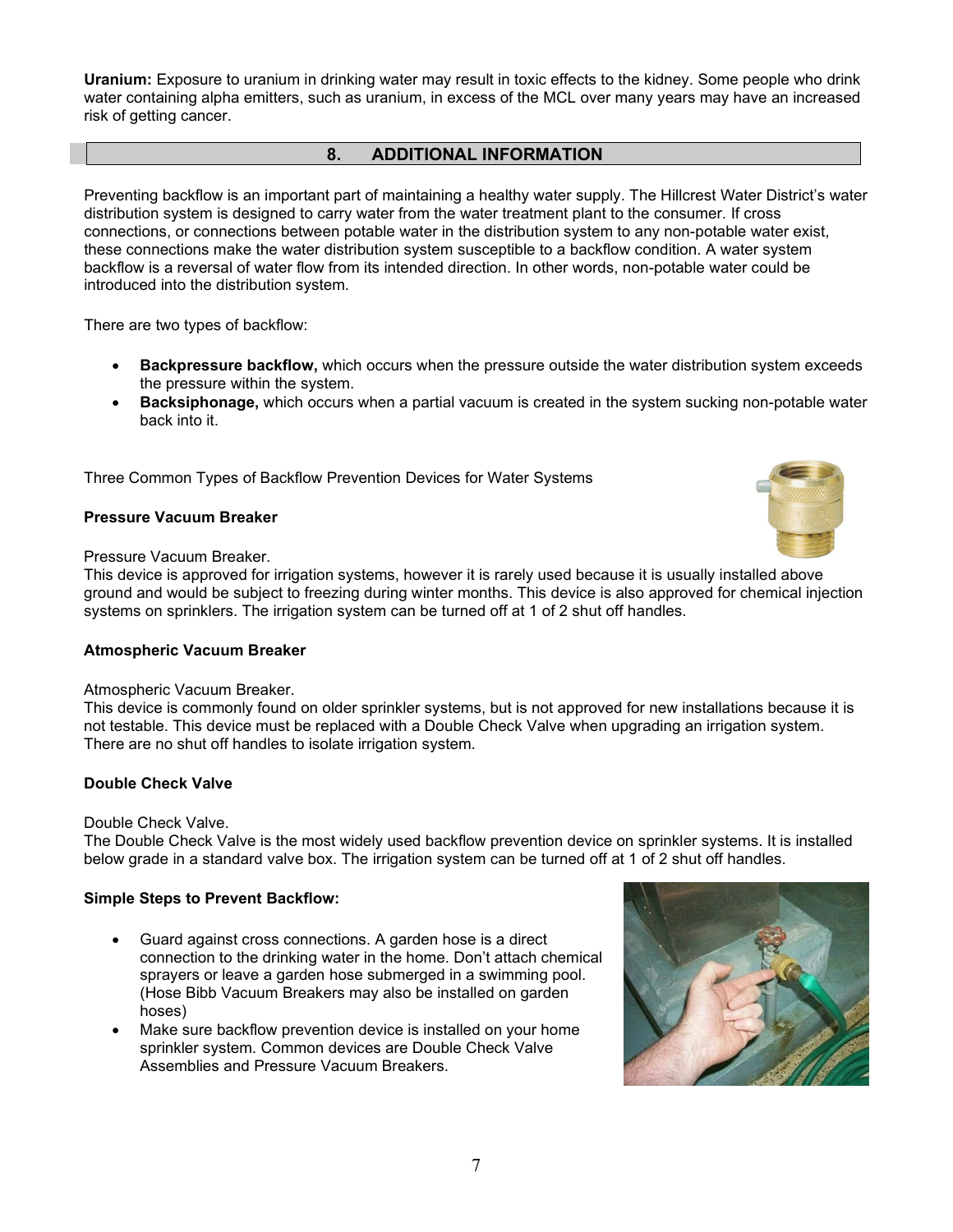**Uranium:** Exposure to uranium in drinking water may result in toxic effects to the kidney. Some people who drink water containing alpha emitters, such as uranium, in excess of the MCL over many years may have an increased risk of getting cancer.

## 8. ADDITIONAL INFORMATION

Preventing backflow is an important part of maintaining a healthy water supply. The Hillcrest Water District's water distribution system is designed to carry water from the water treatment plant to the consumer. If cross connections, or connections between potable water in the distribution system to any non-potable water exist, these connections make the water distribution system susceptible to a backflow condition. A water system backflow is a reversal of water flow from its intended direction. In other words, non-potable water could be introduced into the distribution system.

There are two types of backflow:

- **Backpressure backflow,** which occurs when the pressure outside the water distribution system exceeds the pressure within the system.
- **Backsiphonage,** which occurs when a partial vacuum is created in the system sucking non-potable water back into it.

Three Common Types of Backflow Prevention Devices for Water Systems

**Pressure Vacuum Breaker**

Pressure Vacuum Breaker.
This device is approved for irrigation systems, however it is rarely used because it is usually installed above ground and would be subject to freezing during winter months. This device is also approved for chemical injection systems on sprinklers. The irrigation system can be turned off at 1 of 2 shut off handles.

**Atmospheric Vacuum Breaker**

Atmospheric Vacuum Breaker.
This device is commonly found on older sprinkler systems, but is not approved for new installations because it is not testable. This device must be replaced with a Double Check Valve when upgrading an irrigation system. There are no shut off handles to isolate irrigation system.

**Double Check Valve**

Double Check Valve.
The Double Check Valve is the most widely used backflow prevention device on sprinkler systems. It is installed below grade in a standard valve box. The irrigation system can be turned off at 1 of 2 shut off handles.

**Simple Steps to Prevent Backflow:**

- Guard against cross connections. A garden hose is a direct connection to the drinking water in the home. Don't attach chemical sprayers or leave a garden hose submerged in a swimming pool. (Hose Bibb Vacuum Breakers may also be installed on garden hoses)
- Make sure backflow prevention device is installed on your home sprinkler system. Common devices are Double Check Valve Assemblies and Pressure Vacuum Breakers.